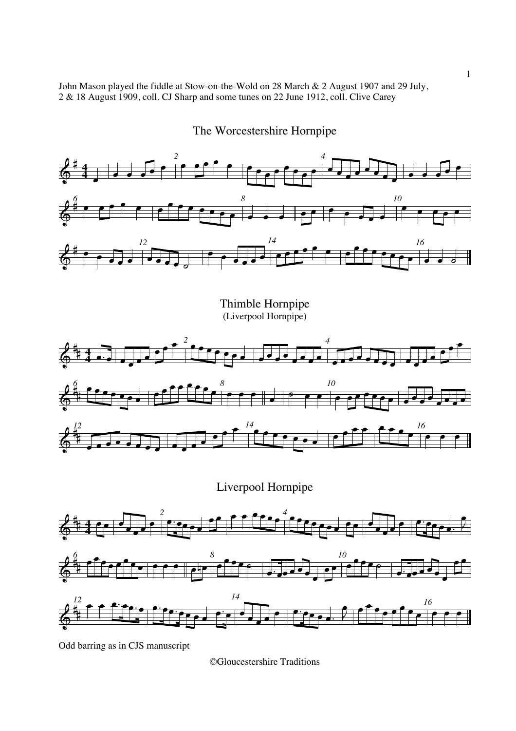John Mason played the fiddle at Stow-on-the-Wold on 28 March & 2 August 1907 and 29 July, 2 & 18 August 1909, coll. CJ Sharp and some tunes on 22 June 1912, coll. Clive Carey

## The Worcestershire Hornpipe

## Thimble Hornpipe
(Liverpool Hornpipe)

## Liverpool Hornpipe

Odd barring as in CJS manuscript

©Gloucestershire Traditions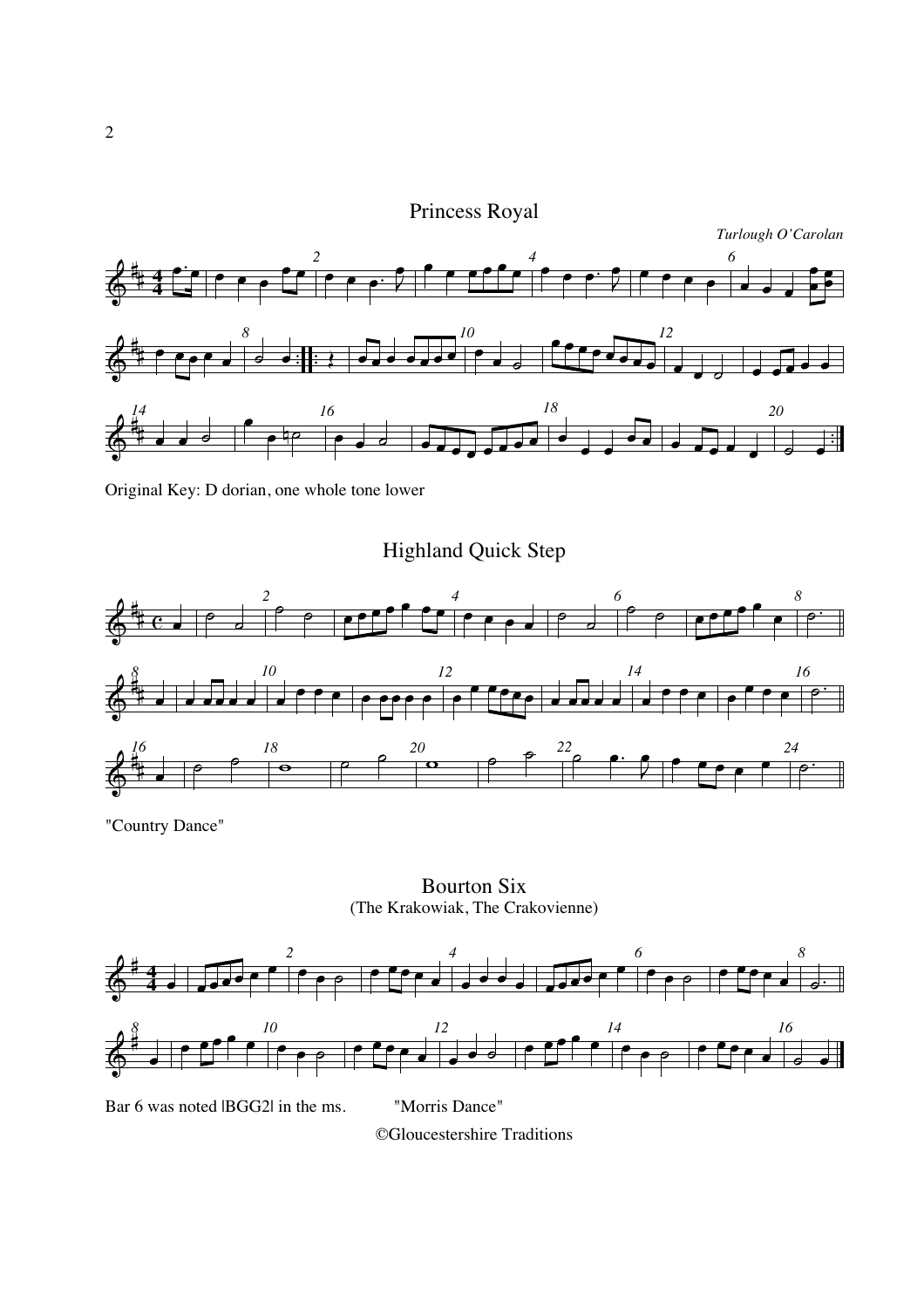## Princess Royal

*Turlough O'Carolan*

Original Key: D dorian, one whole tone lower

## Highland Quick Step

"Country Dance"

## Bourton Six

(The Krakowiak, The Crakovienne)

Bar 6 was noted |BGG2| in the ms. "Morris Dance"

©Gloucestershire Traditions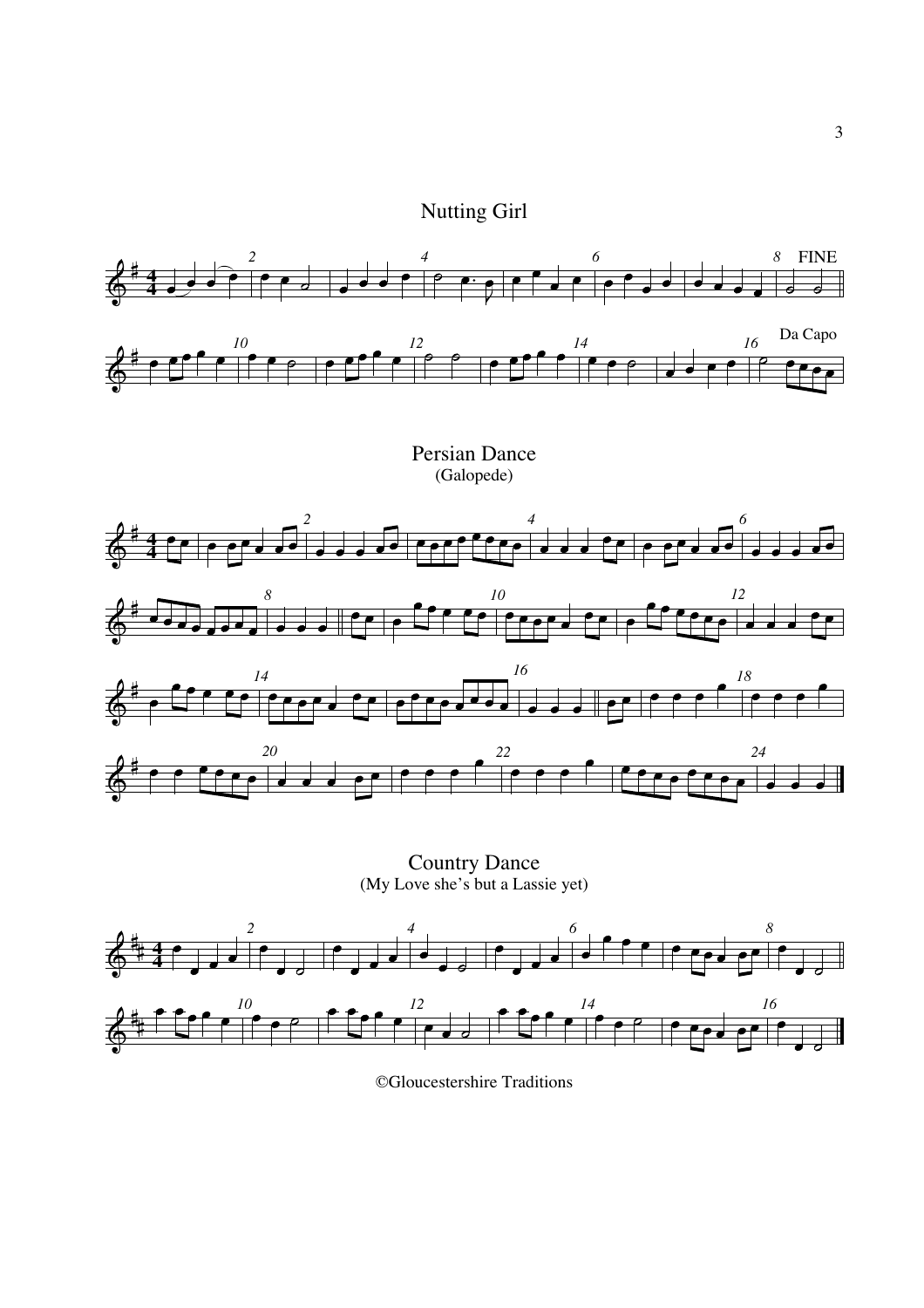## Nutting Girl

FINE

Da Capo

## Persian Dance
(Galopede)

## Country Dance
(My Love she's but a Lassie yet)

©Gloucestershire Traditions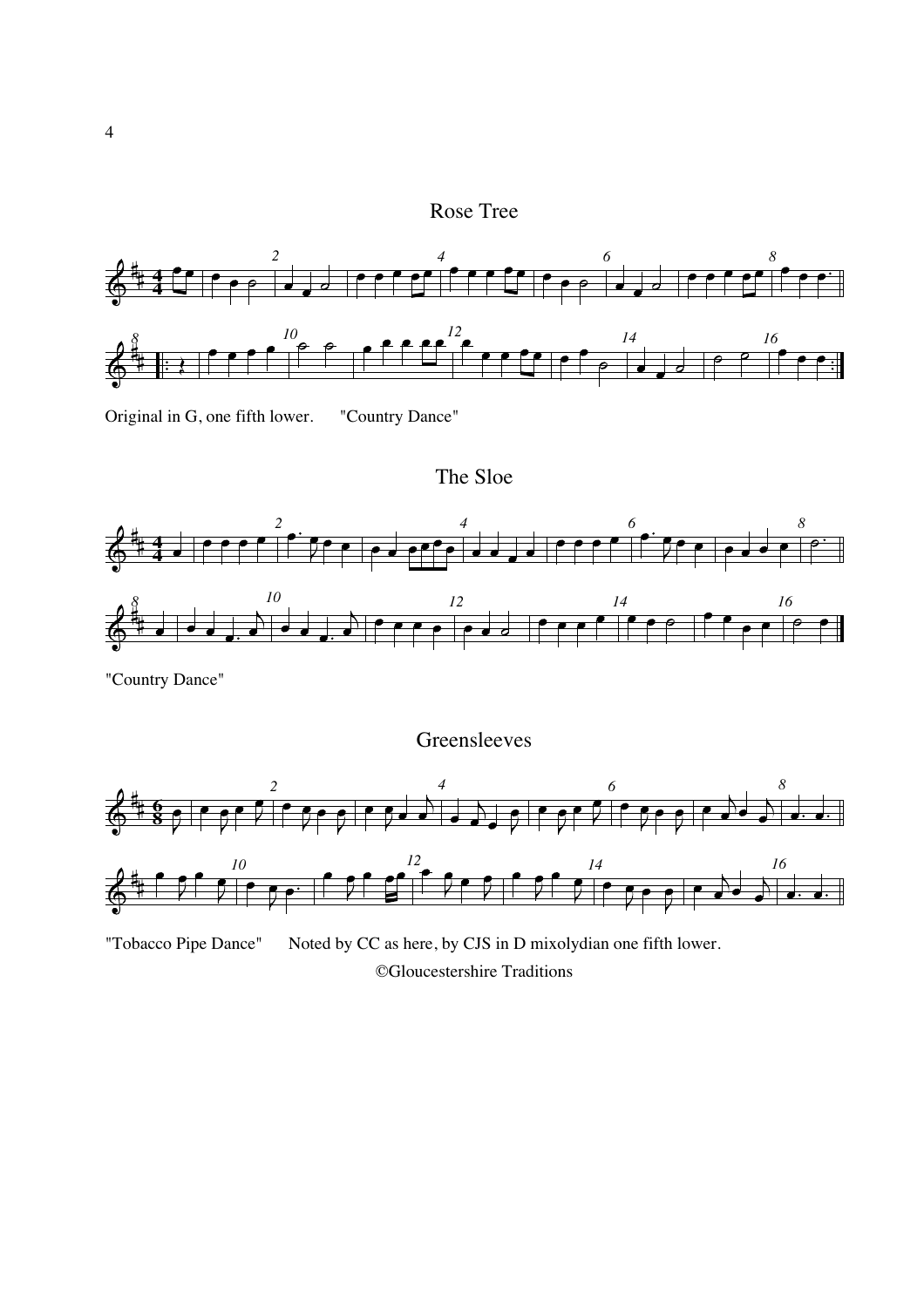## Rose Tree

Original in G, one fifth lower.      "Country Dance"

## The Sloe

"Country Dance"

## Greensleeves

"Tobacco Pipe Dance"      Noted by CC as here, by CJS in D mixolydian one fifth lower.

©Gloucestershire Traditions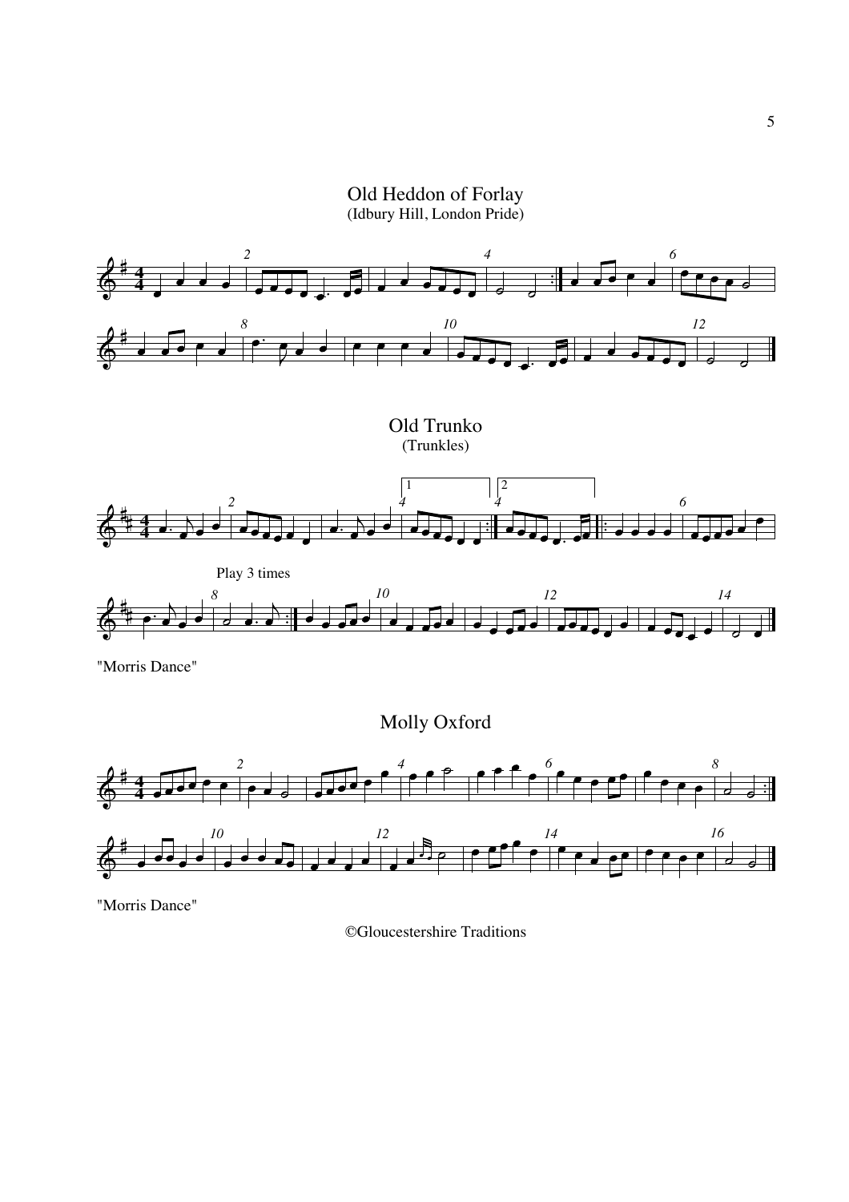## Old Heddon of Forlay

(Idbury Hill, London Pride)

## Old Trunko

(Trunkles)

Play 3 times

"Morris Dance"

## Molly Oxford

"Morris Dance"

©Gloucestershire Traditions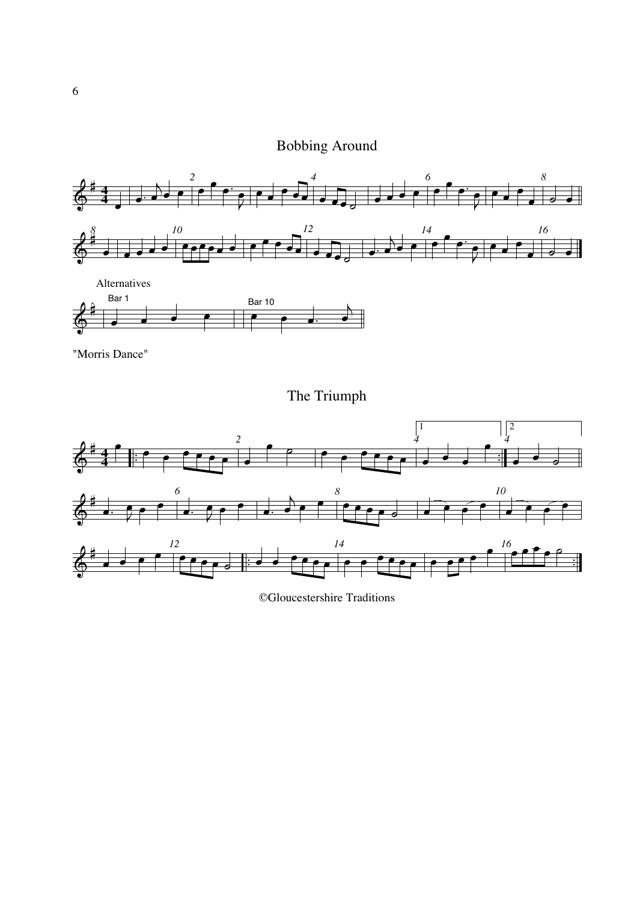# Bobbing Around

Alternatives

"Morris Dance"

# The Triumph

©Gloucestershire Traditions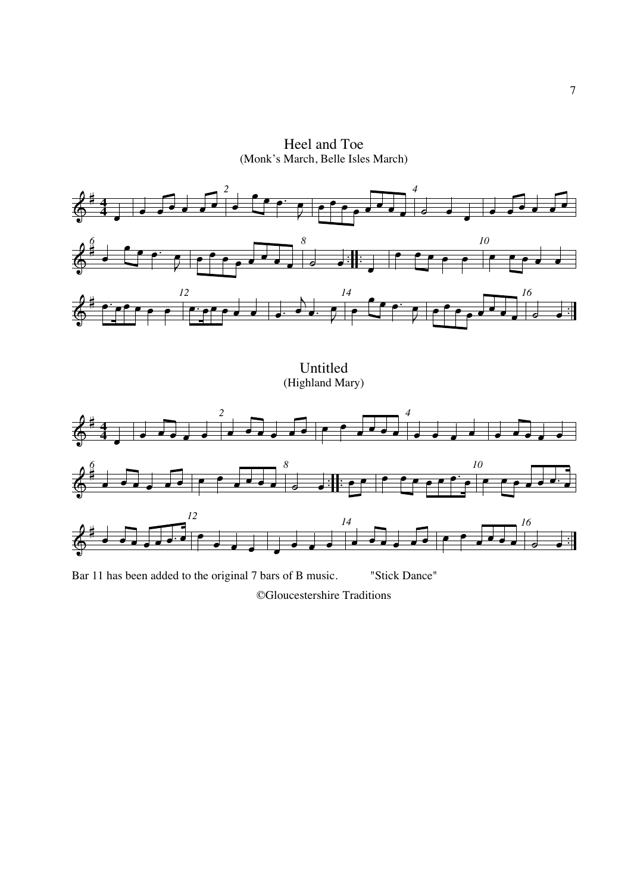## Heel and Toe

(Monk's March, Belle Isles March)

## Untitled

(Highland Mary)

Bar 11 has been added to the original 7 bars of B music. "Stick Dance"

©Gloucestershire Traditions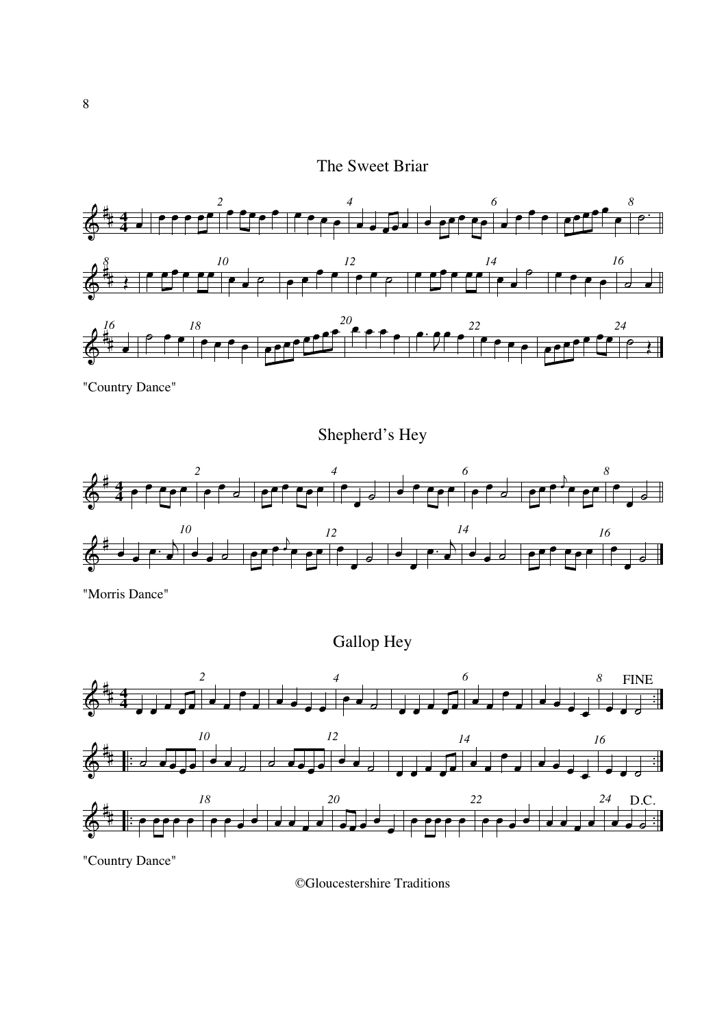## The Sweet Briar

"Country Dance"

## Shepherd's Hey

"Morris Dance"

## Gallop Hey

"Country Dance"

©Gloucestershire Traditions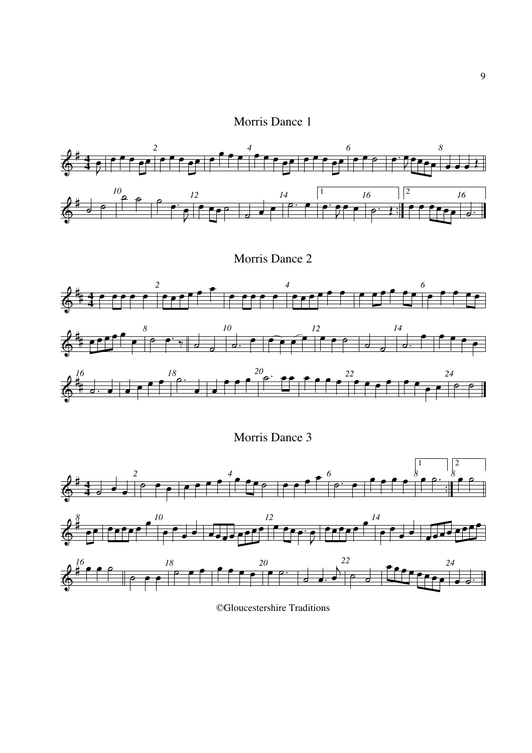## Morris Dance 1

## Morris Dance 2

## Morris Dance 3

©Gloucestershire Traditions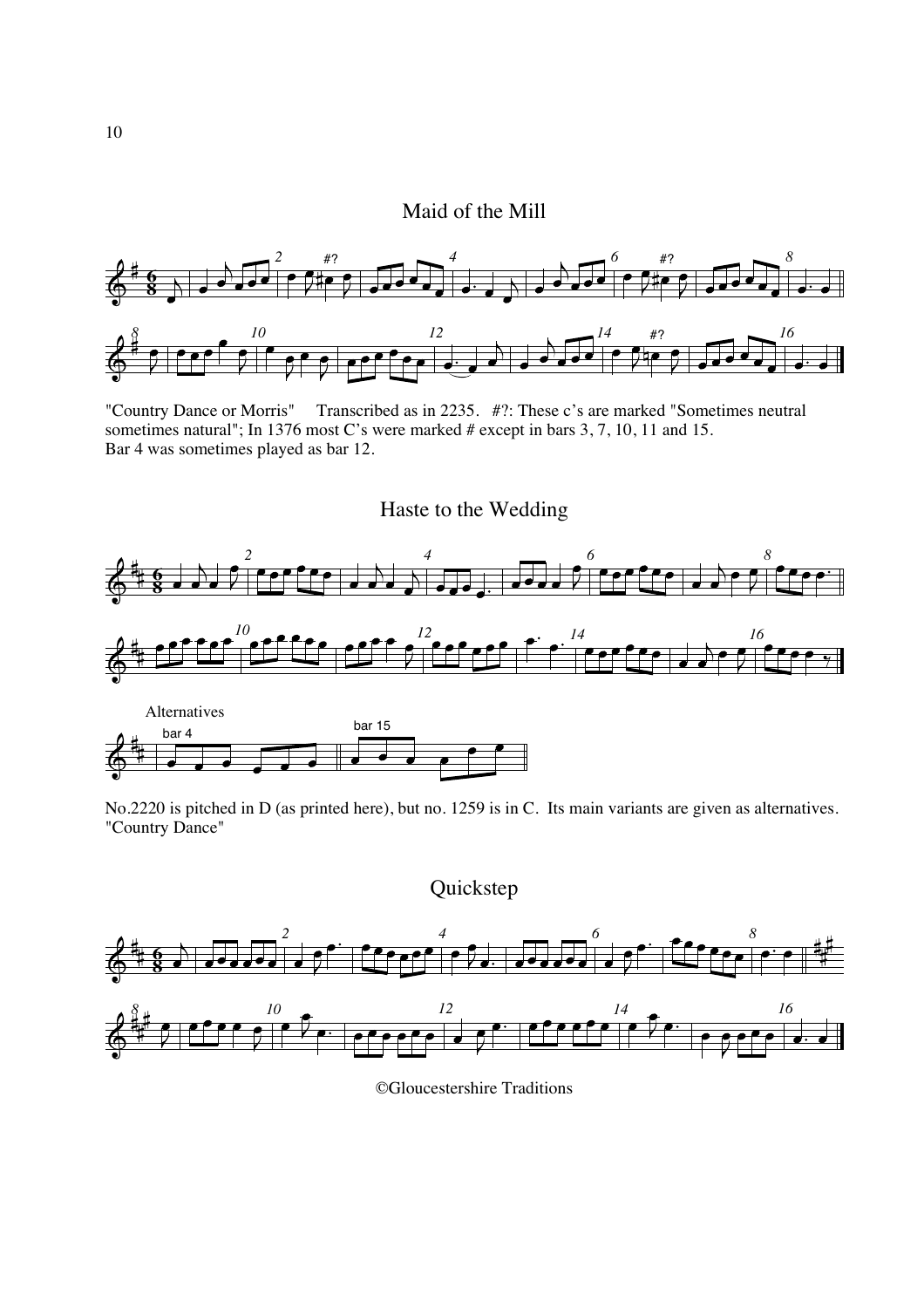## Maid of the Mill

"Country Dance or Morris"     Transcribed as in 2235.   #?: These c's are marked "Sometimes neutral sometimes natural"; In 1376 most C's were marked # except in bars 3, 7, 10, 11 and 15. Bar 4 was sometimes played as bar 12.

## Haste to the Wedding

Alternatives

bar 4

bar 15

No.2220 is pitched in D (as printed here), but no. 1259 is in C.  Its main variants are given as alternatives. "Country Dance"

## Quickstep

©Gloucestershire Traditions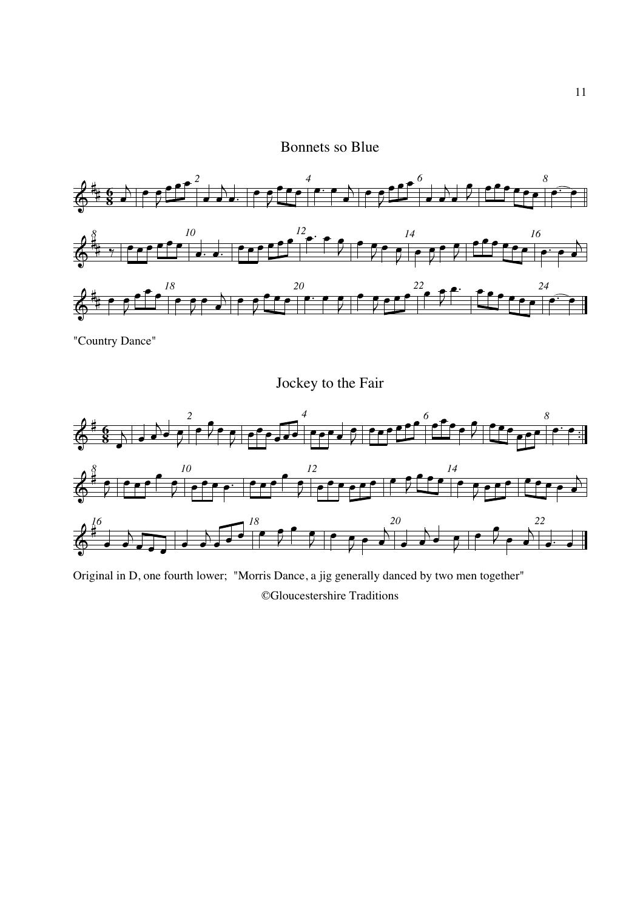## Bonnets so Blue

"Country Dance"

## Jockey to the Fair

Original in D, one fourth lower; "Morris Dance, a jig generally danced by two men together"

©Gloucestershire Traditions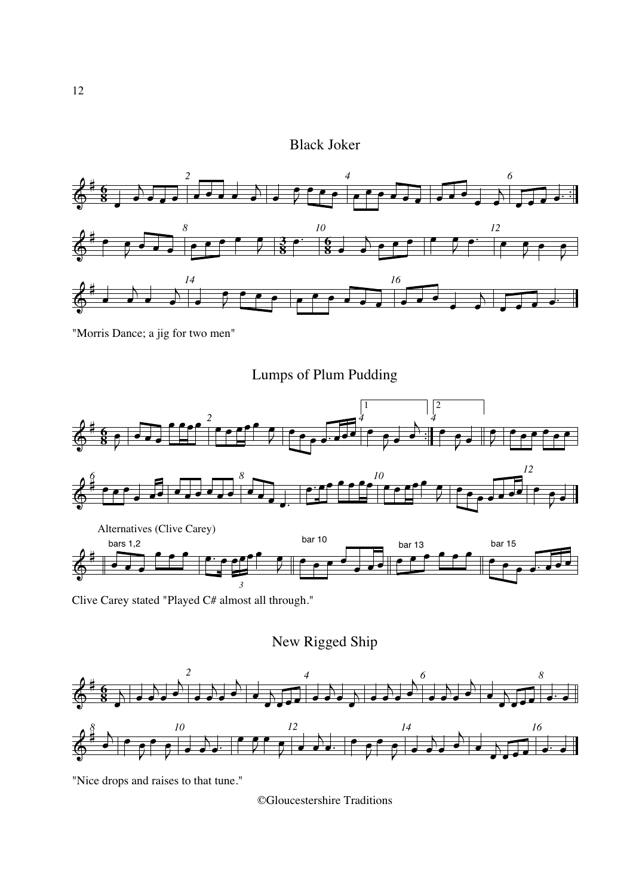## Black Joker

"Morris Dance; a jig for two men"

## Lumps of Plum Pudding

Alternatives (Clive Carey)

Clive Carey stated "Played C# almost all through."

## New Rigged Ship

"Nice drops and raises to that tune."

©Gloucestershire Traditions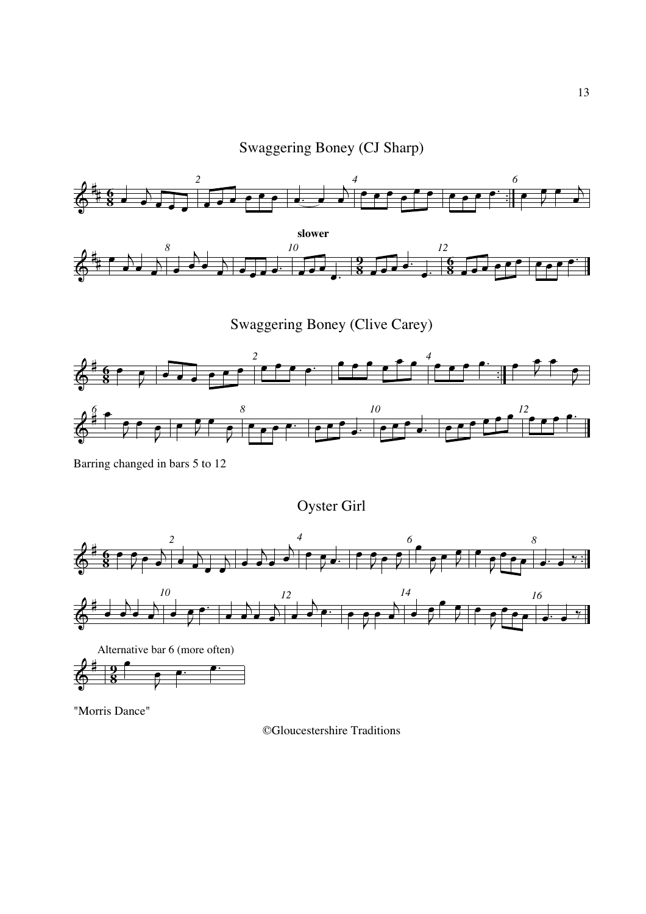## Swaggering Boney (CJ Sharp)

slower

## Swaggering Boney (Clive Carey)

Barring changed in bars 5 to 12

## Oyster Girl

Alternative bar 6 (more often)

"Morris Dance"

©Gloucestershire Traditions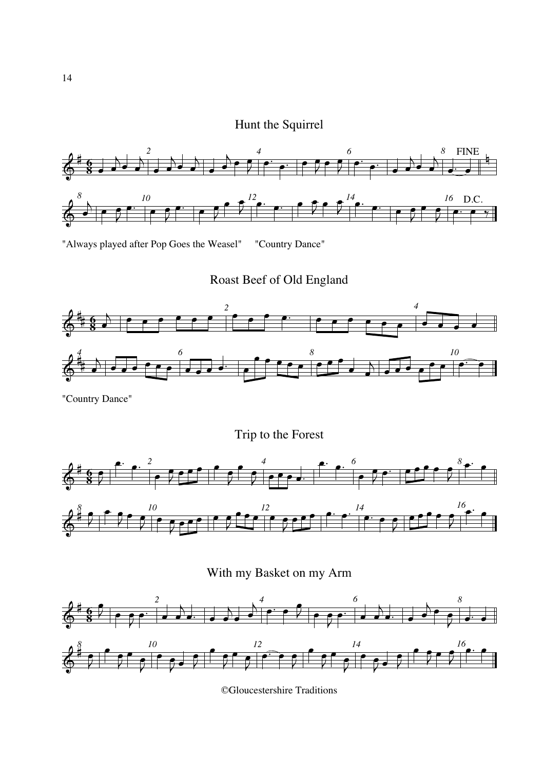## Hunt the Squirrel

"Always played after Pop Goes the Weasel" "Country Dance"

## Roast Beef of Old England

"Country Dance"

## Trip to the Forest

## With my Basket on my Arm

©Gloucestershire Traditions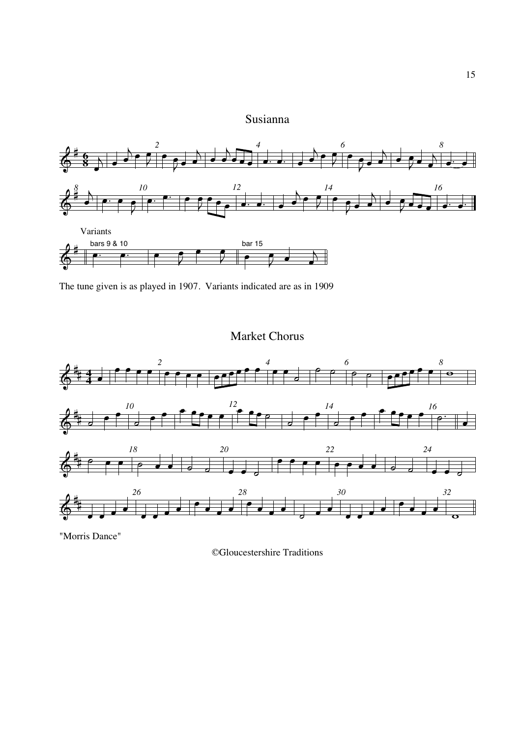## Susianna

Variants

The tune given is as played in 1907. Variants indicated are as in 1909

## Market Chorus

"Morris Dance"

©Gloucestershire Traditions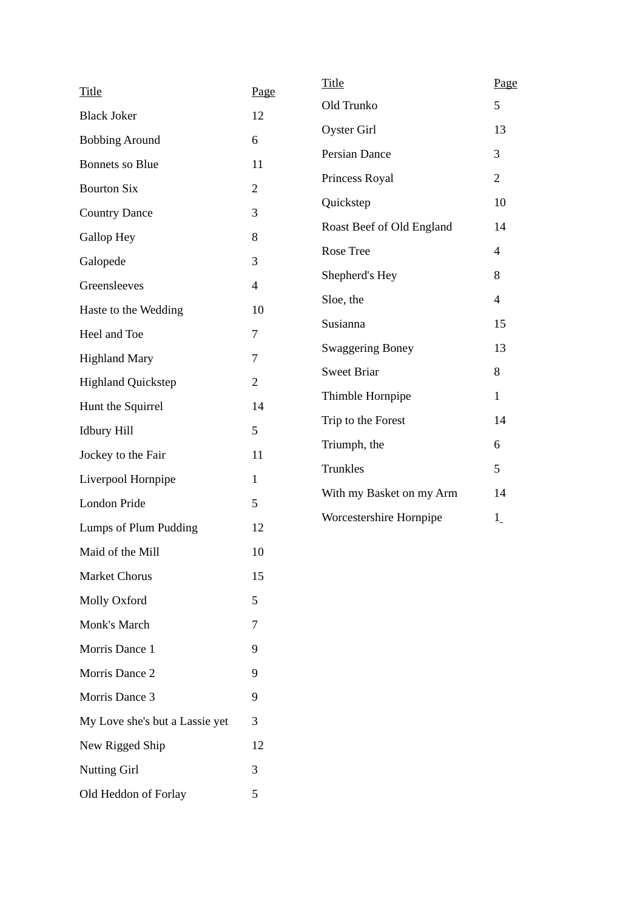| Title | Page |
| --- | --- |
| Black Joker | 12 |
| Bobbing Around | 6 |
| Bonnets so Blue | 11 |
| Bourton Six | 2 |
| Country Dance | 3 |
| Gallop Hey | 8 |
| Galopede | 3 |
| Greensleeves | 4 |
| Haste to the Wedding | 10 |
| Heel and Toe | 7 |
| Highland Mary | 7 |
| Highland Quickstep | 2 |
| Hunt the Squirrel | 14 |
| Idbury Hill | 5 |
| Jockey to the Fair | 11 |
| Liverpool Hornpipe | 1 |
| London Pride | 5 |
| Lumps of Plum Pudding | 12 |
| Maid of the Mill | 10 |
| Market Chorus | 15 |
| Molly Oxford | 5 |
| Monk's March | 7 |
| Morris Dance 1 | 9 |
| Morris Dance 2 | 9 |
| Morris Dance 3 | 9 |
| My Love she's but a Lassie yet | 3 |
| New Rigged Ship | 12 |
| Nutting Girl | 3 |
| Old Heddon of Forlay | 5 |
| Old Trunko | 5 |
| Oyster Girl | 13 |
| Persian Dance | 3 |
| Princess Royal | 2 |
| Quickstep | 10 |
| Roast Beef of Old England | 14 |
| Rose Tree | 4 |
| Shepherd's Hey | 8 |
| Sloe, the | 4 |
| Susianna | 15 |
| Swaggering Boney | 13 |
| Sweet Briar | 8 |
| Thimble Hornpipe | 1 |
| Trip to the Forest | 14 |
| Triumph, the | 6 |
| Trunkles | 5 |
| With my Basket on my Arm | 14 |
| Worcestershire Hornpipe | 1 |